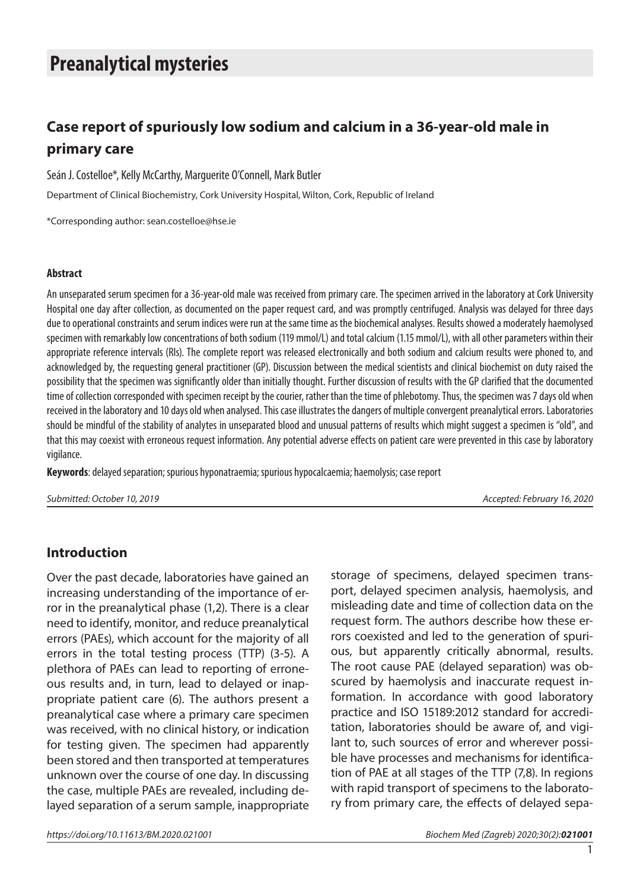# Preanalytical mysteries

## Case report of spuriously low sodium and calcium in a 36-year-old male in primary care

Seán J. Costelloe*, Kelly McCarthy, Marguerite O'Connell, Mark Butler

Department of Clinical Biochemistry, Cork University Hospital, Wilton, Cork, Republic of Ireland

*Corresponding author: sean.costelloe@hse.ie

### Abstract

An unseparated serum specimen for a 36-year-old male was received from primary care. The specimen arrived in the laboratory at Cork University Hospital one day after collection, as documented on the paper request card, and was promptly centrifuged. Analysis was delayed for three days due to operational constraints and serum indices were run at the same time as the biochemical analyses. Results showed a moderately haemolysed specimen with remarkably low concentrations of both sodium (119 mmol/L) and total calcium (1.15 mmol/L), with all other parameters within their appropriate reference intervals (RIs). The complete report was released electronically and both sodium and calcium results were phoned to, and acknowledged by, the requesting general practitioner (GP). Discussion between the medical scientists and clinical biochemist on duty raised the possibility that the specimen was significantly older than initially thought. Further discussion of results with the GP clarified that the documented time of collection corresponded with specimen receipt by the courier, rather than the time of phlebotomy. Thus, the specimen was 7 days old when received in the laboratory and 10 days old when analysed. This case illustrates the dangers of multiple convergent preanalytical errors. Laboratories should be mindful of the stability of analytes in unseparated blood and unusual patterns of results which might suggest a specimen is "old", and that this may coexist with erroneous request information. Any potential adverse effects on patient care were prevented in this case by laboratory vigilance.

**Keywords**: delayed separation; spurious hyponatraemia; spurious hypocalcaemia; haemolysis; case report

*Submitted: October 10, 2019* *Accepted: February 16, 2020*

## Introduction

Over the past decade, laboratories have gained an increasing understanding of the importance of error in the preanalytical phase (1,2). There is a clear need to identify, monitor, and reduce preanalytical errors (PAEs), which account for the majority of all errors in the total testing process (TTP) (3-5). A plethora of PAEs can lead to reporting of erroneous results and, in turn, lead to delayed or inappropriate patient care (6). The authors present a preanalytical case where a primary care specimen was received, with no clinical history, or indication for testing given. The specimen had apparently been stored and then transported at temperatures unknown over the course of one day. In discussing the case, multiple PAEs are revealed, including delayed separation of a serum sample, inappropriate storage of specimens, delayed specimen transport, delayed specimen analysis, haemolysis, and misleading date and time of collection data on the request form. The authors describe how these errors coexisted and led to the generation of spurious, but apparently critically abnormal, results. The root cause PAE (delayed separation) was obscured by haemolysis and inaccurate request information. In accordance with good laboratory practice and ISO 15189:2012 standard for accreditation, laboratories should be aware of, and vigilant to, such sources of error and wherever possible have processes and mechanisms for identification of PAE at all stages of the TTP (7,8). In regions with rapid transport of specimens to the laboratory from primary care, the effects of delayed sepa-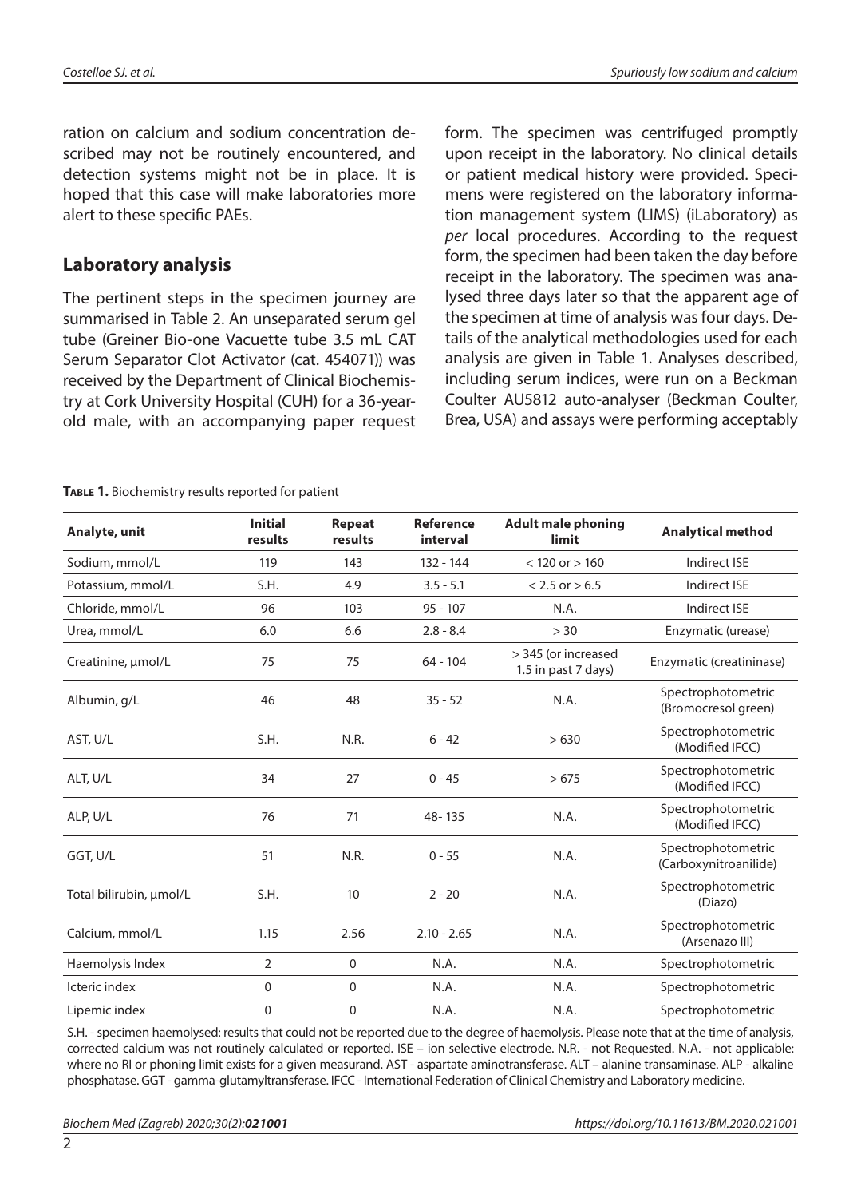ration on calcium and sodium concentration described may not be routinely encountered, and detection systems might not be in place. It is hoped that this case will make laboratories more alert to these specific PAEs.

## Laboratory analysis

The pertinent steps in the specimen journey are summarised in Table 2. An unseparated serum gel tube (Greiner Bio-one Vacuette tube 3.5 mL CAT Serum Separator Clot Activator (cat. 454071)) was received by the Department of Clinical Biochemistry at Cork University Hospital (CUH) for a 36-year-old male, with an accompanying paper request form. The specimen was centrifuged promptly upon receipt in the laboratory. No clinical details or patient medical history were provided. Specimens were registered on the laboratory information management system (LIMS) (iLaboratory) as *per* local procedures. According to the request form, the specimen had been taken the day before receipt in the laboratory. The specimen was analysed three days later so that the apparent age of the specimen at time of analysis was four days. Details of the analytical methodologies used for each analysis are given in Table 1. Analyses described, including serum indices, were run on a Beckman Coulter AU5812 auto-analyser (Beckman Coulter, Brea, USA) and assays were performing acceptably

**Table 1.** Biochemistry results reported for patient

| Analyte, unit | Initial results | Repeat results | Reference interval | Adult male phoning limit | Analytical method |
|---|---|---|---|---|---|
| Sodium, mmol/L | 119 | 143 | 132 - 144 | < 120 or > 160 | Indirect ISE |
| Potassium, mmol/L | S.H. | 4.9 | 3.5 - 5.1 | < 2.5 or > 6.5 | Indirect ISE |
| Chloride, mmol/L | 96 | 103 | 95 - 107 | N.A. | Indirect ISE |
| Urea, mmol/L | 6.0 | 6.6 | 2.8 - 8.4 | > 30 | Enzymatic (urease) |
| Creatinine, µmol/L | 75 | 75 | 64 - 104 | > 345 (or increased 1.5 in past 7 days) | Enzymatic (creatininase) |
| Albumin, g/L | 46 | 48 | 35 - 52 | N.A. | Spectrophotometric (Bromocresol green) |
| AST, U/L | S.H. | N.R. | 6 - 42 | > 630 | Spectrophotometric (Modified IFCC) |
| ALT, U/L | 34 | 27 | 0 - 45 | > 675 | Spectrophotometric (Modified IFCC) |
| ALP, U/L | 76 | 71 | 48- 135 | N.A. | Spectrophotometric (Modified IFCC) |
| GGT, U/L | 51 | N.R. | 0 - 55 | N.A. | Spectrophotometric (Carboxynitroanilide) |
| Total bilirubin, µmol/L | S.H. | 10 | 2 - 20 | N.A. | Spectrophotometric (Diazo) |
| Calcium, mmol/L | 1.15 | 2.56 | 2.10 - 2.65 | N.A. | Spectrophotometric (Arsenazo III) |
| Haemolysis Index | 2 | 0 | N.A. | N.A. | Spectrophotometric |
| Icteric index | 0 | 0 | N.A. | N.A. | Spectrophotometric |
| Lipemic index | 0 | 0 | N.A. | N.A. | Spectrophotometric |

S.H. - specimen haemolysed: results that could not be reported due to the degree of haemolysis. Please note that at the time of analysis, corrected calcium was not routinely calculated or reported. ISE – ion selective electrode. N.R. - not Requested. N.A. - not applicable: where no RI or phoning limit exists for a given measurand. AST - aspartate aminotransferase. ALT – alanine transaminase. ALP - alkaline phosphatase. GGT - gamma-glutamyltransferase. IFCC - International Federation of Clinical Chemistry and Laboratory medicine.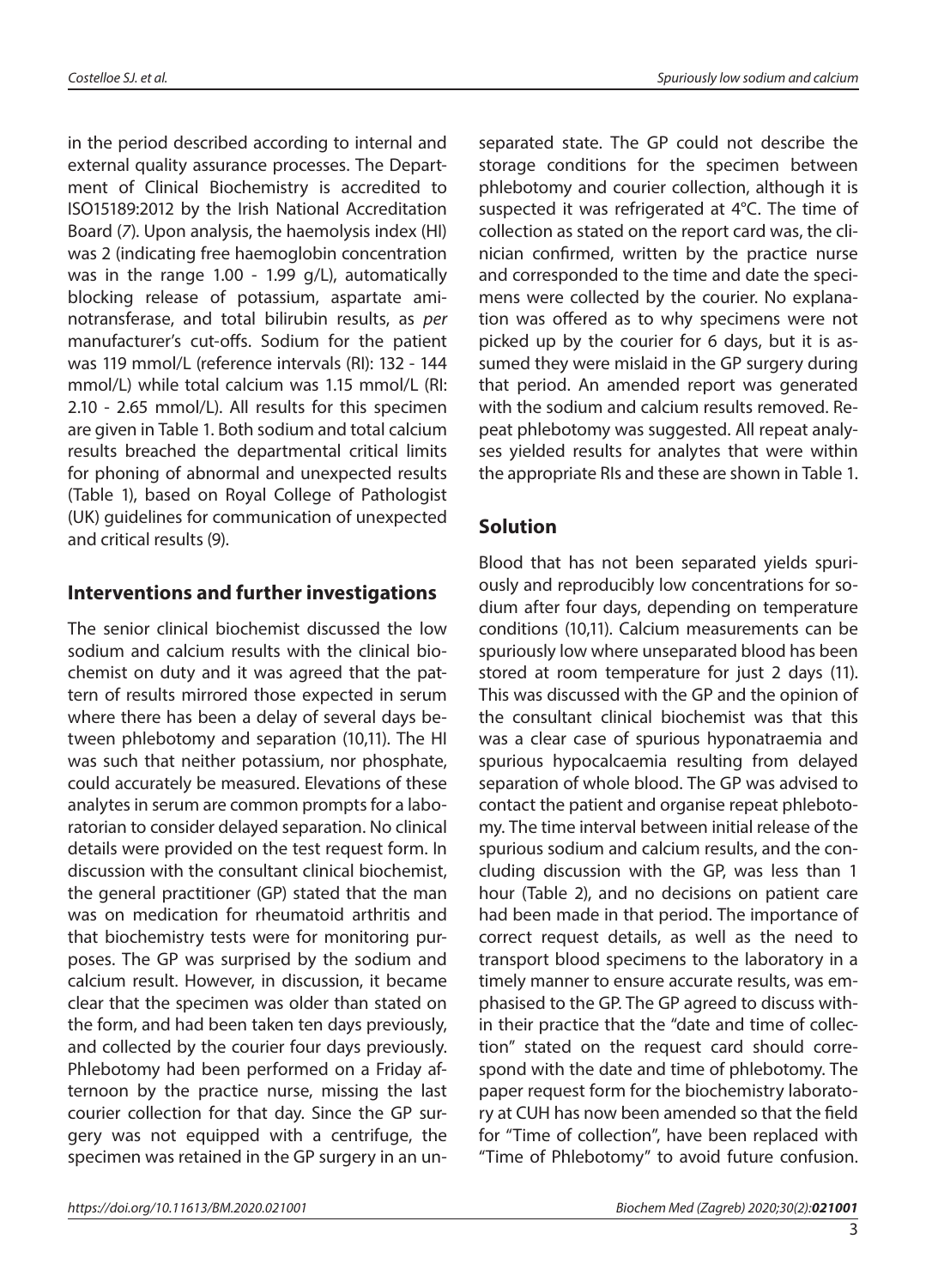in the period described according to internal and external quality assurance processes. The Department of Clinical Biochemistry is accredited to ISO15189:2012 by the Irish National Accreditation Board (*7*). Upon analysis, the haemolysis index (HI) was 2 (indicating free haemoglobin concentration was in the range 1.00 - 1.99 g/L), automatically blocking release of potassium, aspartate aminotransferase, and total bilirubin results, as *per* manufacturer's cut-offs. Sodium for the patient was 119 mmol/L (reference intervals (RI): 132 - 144 mmol/L) while total calcium was 1.15 mmol/L (RI: 2.10 - 2.65 mmol/L). All results for this specimen are given in Table 1. Both sodium and total calcium results breached the departmental critical limits for phoning of abnormal and unexpected results (Table 1), based on Royal College of Pathologist (UK) guidelines for communication of unexpected and critical results (9).

## Interventions and further investigations

The senior clinical biochemist discussed the low sodium and calcium results with the clinical biochemist on duty and it was agreed that the pattern of results mirrored those expected in serum where there has been a delay of several days between phlebotomy and separation (10,11). The HI was such that neither potassium, nor phosphate, could accurately be measured. Elevations of these analytes in serum are common prompts for a laboratorian to consider delayed separation. No clinical details were provided on the test request form. In discussion with the consultant clinical biochemist, the general practitioner (GP) stated that the man was on medication for rheumatoid arthritis and that biochemistry tests were for monitoring purposes. The GP was surprised by the sodium and calcium result. However, in discussion, it became clear that the specimen was older than stated on the form, and had been taken ten days previously, and collected by the courier four days previously. Phlebotomy had been performed on a Friday afternoon by the practice nurse, missing the last courier collection for that day. Since the GP surgery was not equipped with a centrifuge, the specimen was retained in the GP surgery in an unseparated state. The GP could not describe the storage conditions for the specimen between phlebotomy and courier collection, although it is suspected it was refrigerated at 4°C. The time of collection as stated on the report card was, the clinician confirmed, written by the practice nurse and corresponded to the time and date the specimens were collected by the courier. No explanation was offered as to why specimens were not picked up by the courier for 6 days, but it is assumed they were mislaid in the GP surgery during that period. An amended report was generated with the sodium and calcium results removed. Repeat phlebotomy was suggested. All repeat analyses yielded results for analytes that were within the appropriate RIs and these are shown in Table 1.

## Solution

Blood that has not been separated yields spuriously and reproducibly low concentrations for sodium after four days, depending on temperature conditions (10,11). Calcium measurements can be spuriously low where unseparated blood has been stored at room temperature for just 2 days (11). This was discussed with the GP and the opinion of the consultant clinical biochemist was that this was a clear case of spurious hyponatraemia and spurious hypocalcaemia resulting from delayed separation of whole blood. The GP was advised to contact the patient and organise repeat phlebotomy. The time interval between initial release of the spurious sodium and calcium results, and the concluding discussion with the GP, was less than 1 hour (Table 2), and no decisions on patient care had been made in that period. The importance of correct request details, as well as the need to transport blood specimens to the laboratory in a timely manner to ensure accurate results, was emphasised to the GP. The GP agreed to discuss within their practice that the "date and time of collection" stated on the request card should correspond with the date and time of phlebotomy. The paper request form for the biochemistry laboratory at CUH has now been amended so that the field for "Time of collection", have been replaced with "Time of Phlebotomy" to avoid future confusion.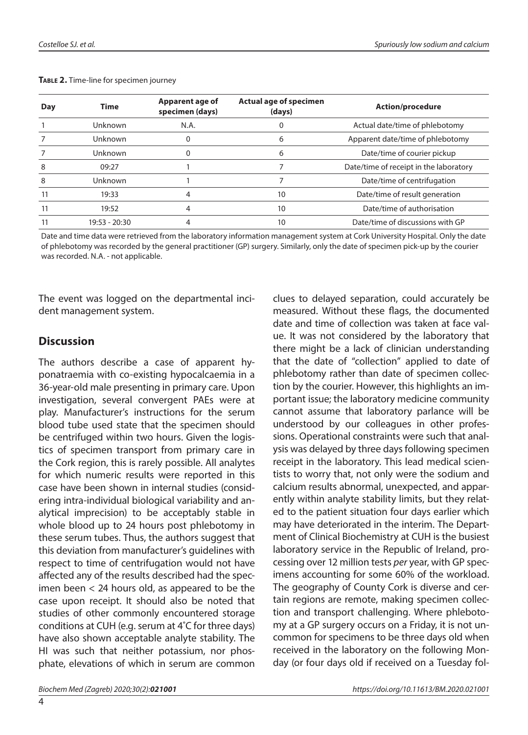**Table 2.** Time-line for specimen journey

| Day | Time | Apparent age of specimen (days) | Actual age of specimen (days) | Action/procedure |
|---|---|---|---|---|
| 1 | Unknown | N.A. | 0 | Actual date/time of phlebotomy |
| 7 | Unknown | 0 | 6 | Apparent date/time of phlebotomy |
| 7 | Unknown | 0 | 6 | Date/time of courier pickup |
| 8 | 09:27 | 1 | 7 | Date/time of receipt in the laboratory |
| 8 | Unknown | 1 | 7 | Date/time of centrifugation |
| 11 | 19:33 | 4 | 10 | Date/time of result generation |
| 11 | 19:52 | 4 | 10 | Date/time of authorisation |
| 11 | 19:53 - 20:30 | 4 | 10 | Date/time of discussions with GP |

Date and time data were retrieved from the laboratory information management system at Cork University Hospital. Only the date of phlebotomy was recorded by the general practitioner (GP) surgery. Similarly, only the date of specimen pick-up by the courier was recorded. N.A. - not applicable.

The event was logged on the departmental incident management system.

## Discussion

The authors describe a case of apparent hyponatraemia with co-existing hypocalcaemia in a 36-year-old male presenting in primary care. Upon investigation, several convergent PAEs were at play. Manufacturer's instructions for the serum blood tube used state that the specimen should be centrifuged within two hours. Given the logistics of specimen transport from primary care in the Cork region, this is rarely possible. All analytes for which numeric results were reported in this case have been shown in internal studies (considering intra-individual biological variability and analytical imprecision) to be acceptably stable in whole blood up to 24 hours post phlebotomy in these serum tubes. Thus, the authors suggest that this deviation from manufacturer's guidelines with respect to time of centrifugation would not have affected any of the results described had the specimen been < 24 hours old, as appeared to be the case upon receipt. It should also be noted that studies of other commonly encountered storage conditions at CUH (e.g. serum at 4˚C for three days) have also shown acceptable analyte stability. The HI was such that neither potassium, nor phosphate, elevations of which in serum are common clues to delayed separation, could accurately be measured. Without these flags, the documented date and time of collection was taken at face value. It was not considered by the laboratory that there might be a lack of clinician understanding that the date of "collection" applied to date of phlebotomy rather than date of specimen collection by the courier. However, this highlights an important issue; the laboratory medicine community cannot assume that laboratory parlance will be understood by our colleagues in other professions. Operational constraints were such that analysis was delayed by three days following specimen receipt in the laboratory. This lead medical scientists to worry that, not only were the sodium and calcium results abnormal, unexpected, and apparently within analyte stability limits, but they related to the patient situation four days earlier which may have deteriorated in the interim. The Department of Clinical Biochemistry at CUH is the busiest laboratory service in the Republic of Ireland, processing over 12 million tests *per* year, with GP specimens accounting for some 60% of the workload. The geography of County Cork is diverse and certain regions are remote, making specimen collection and transport challenging. Where phlebotomy at a GP surgery occurs on a Friday, it is not uncommon for specimens to be three days old when received in the laboratory on the following Monday (or four days old if received on a Tuesday fol-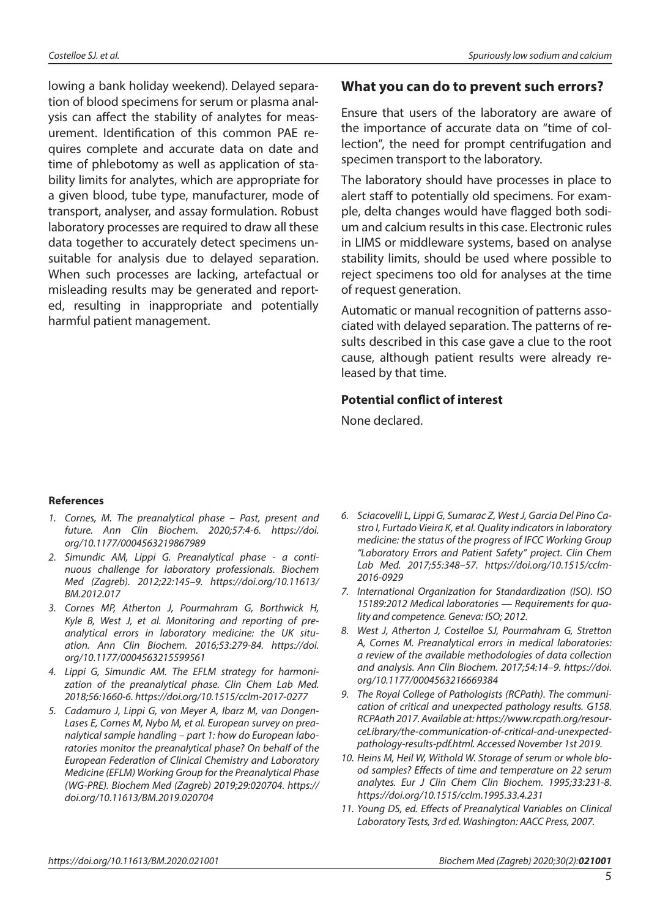lowing a bank holiday weekend). Delayed separation of blood specimens for serum or plasma analysis can affect the stability of analytes for measurement. Identification of this common PAE requires complete and accurate data on date and time of phlebotomy as well as application of stability limits for analytes, which are appropriate for a given blood, tube type, manufacturer, mode of transport, analyser, and assay formulation. Robust laboratory processes are required to draw all these data together to accurately detect specimens unsuitable for analysis due to delayed separation. When such processes are lacking, artefactual or misleading results may be generated and reported, resulting in inappropriate and potentially harmful patient management.

## What you can do to prevent such errors?

Ensure that users of the laboratory are aware of the importance of accurate data on "time of collection", the need for prompt centrifugation and specimen transport to the laboratory.

The laboratory should have processes in place to alert staff to potentially old specimens. For example, delta changes would have flagged both sodium and calcium results in this case. Electronic rules in LIMS or middleware systems, based on analyse stability limits, should be used where possible to reject specimens too old for analyses at the time of request generation.

Automatic or manual recognition of patterns associated with delayed separation. The patterns of results described in this case gave a clue to the root cause, although patient results were already released by that time.

### Potential conflict of interest

None declared.

### References

1. *Cornes, M. The preanalytical phase – Past, present and future. Ann Clin Biochem. 2020;57:4-6. https://doi.org/10.1177/0004563219867989*
2. *Simundic AM, Lippi G. Preanalytical phase - a continuous challenge for laboratory professionals. Biochem Med (Zagreb). 2012;22:145–9. https://doi.org/10.11613/BM.2012.017*
3. *Cornes MP, Atherton J, Pourmahram G, Borthwick H, Kyle B, West J, et al. Monitoring and reporting of preanalytical errors in laboratory medicine: the UK situation. Ann Clin Biochem. 2016;53:279-84. https://doi.org/10.1177/0004563215599561*
4. *Lippi G, Simundic AM. The EFLM strategy for harmonization of the preanalytical phase. Clin Chem Lab Med. 2018;56:1660-6. https://doi.org/10.1515/cclm-2017-0277*
5. *Cadamuro J, Lippi G, von Meyer A, Ibarz M, van Dongen-Lases E, Cornes M, Nybo M, et al. European survey on preanalytical sample handling – part 1: how do European laboratories monitor the preanalytical phase? On behalf of the European Federation of Clinical Chemistry and Laboratory Medicine (EFLM) Working Group for the Preanalytical Phase (WG-PRE). Biochem Med (Zagreb) 2019;29:020704. https://doi.org/10.11613/BM.2019.020704*
6. *Sciacovelli L, Lippi G, Sumarac Z, West J, Garcia Del Pino Castro I, Furtado Vieira K, et al. Quality indicators in laboratory medicine: the status of the progress of IFCC Working Group "Laboratory Errors and Patient Safety" project. Clin Chem Lab Med. 2017;55:348–57. https://doi.org/10.1515/cclm-2016-0929*
7. *International Organization for Standardization (ISO). ISO 15189:2012 Medical laboratories — Requirements for quality and competence. Geneva: ISO; 2012.*
8. *West J, Atherton J, Costelloe SJ, Pourmahram G, Stretton A, Cornes M. Preanalytical errors in medical laboratories: a review of the available methodologies of data collection and analysis. Ann Clin Biochem. 2017;54:14–9. https://doi.org/10.1177/0004563216669384*
9. *The Royal College of Pathologists (RCPath). The communication of critical and unexpected pathology results. G158. RCPAath 2017. Available at: https://www.rcpath.org/resourceLibrary/the-communication-of-critical-and-unexpected-pathology-results-pdf.html. Accessed November 1st 2019.*
10. *Heins M, Heil W, Withold W. Storage of serum or whole blood samples? Effects of time and temperature on 22 serum analytes. Eur J Clin Chem Clin Biochem. 1995;33:231-8. https://doi.org/10.1515/cclm.1995.33.4.231*
11. *Young DS, ed. Effects of Preanalytical Variables on Clinical Laboratory Tests, 3rd ed. Washington: AACC Press, 2007.*